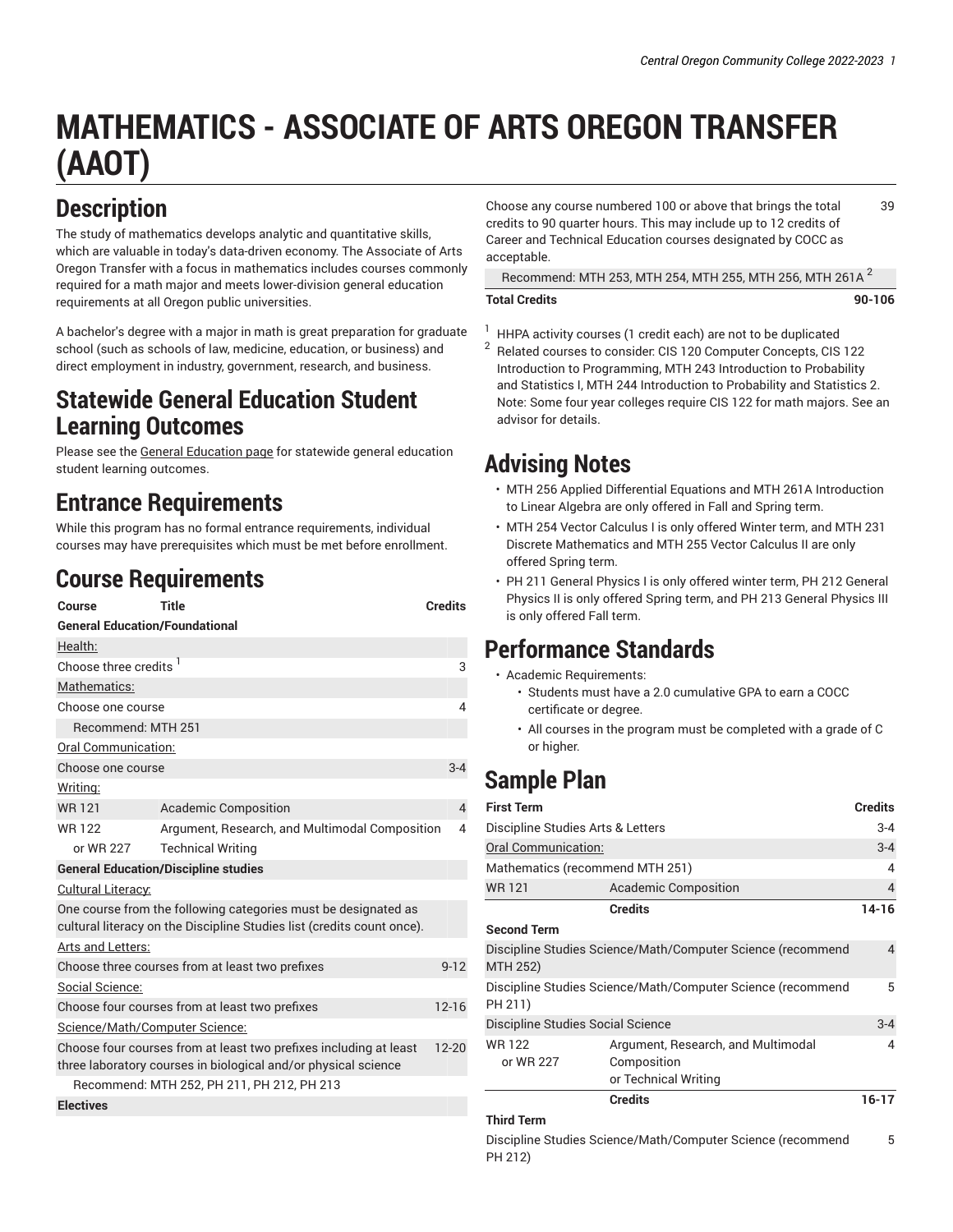# MATHEMATICS - ASSOCIATE OF ARTS OREGON TRANSFER (AAOT)

## Description

The study of mathematics develops analytic and quantitative skills, which are valuable in today's data-driven economy. The Associate of Arts Oregon Transfer with a focus in mathematics includes courses commonly required for a math major and meets lower-division general education requirements at all Oregon public universities.

A bachelor's degree with a major in math is great preparation for graduate school (such as schools of law, medicine, education, or business) and direct employment in industry, government, research, and business.

## Statewide General Education Student Learning Outcomes

Please see the General Education page for statewide general education student learning outcomes.

## Entrance Requirements

While this program has no formal entrance requirements, individual courses may have prerequisites which must be met before enrollment.

## Course Requirements

| Course | Title | Credits |
|---|---|---|
| **General Education/Foundational** | | |
| Health: | | |
| Choose three credits [1] | | 3 |
| Mathematics: | | |
| Choose one course | | 4 |
| Recommend: MTH 251 | | |
| Oral Communication: | | |
| Choose one course | | 3-4 |
| Writing: | | |
| WR 121 | Academic Composition | 4 |
| WR 122 or WR 227 | Argument, Research, and Multimodal Composition or Technical Writing | 4 |
| **General Education/Discipline studies** | | |
| Cultural Literacy: | | |
| One course from the following categories must be designated as cultural literacy on the Discipline Studies list (credits count once). | | |
| Arts and Letters: | | |
| Choose three courses from at least two prefixes | | 9-12 |
| Social Science: | | |
| Choose four courses from at least two prefixes | | 12-16 |
| Science/Math/Computer Science: | | |
| Choose four courses from at least two prefixes including at least three laboratory courses in biological and/or physical science | | 12-20 |
| Recommend: MTH 252, PH 211, PH 212, PH 213 | | |
| **Electives** | | |
| Choose any course numbered 100 or above that brings the total credits to 90 quarter hours. This may include up to 12 credits of Career and Technical Education courses designated by COCC as acceptable. | | 39 |
| Recommend: MTH 253, MTH 254, MTH 255, MTH 256, MTH 261A [2] | | |
| **Total Credits** | | **90-106** |

[1] HHPA activity courses (1 credit each) are not to be duplicated

[2] Related courses to consider: CIS 120 Computer Concepts, CIS 122 Introduction to Programming, MTH 243 Introduction to Probability and Statistics I, MTH 244 Introduction to Probability and Statistics 2. Note: Some four year colleges require CIS 122 for math majors. See an advisor for details.

## Advising Notes

- MTH 256 Applied Differential Equations and MTH 261A Introduction to Linear Algebra are only offered in Fall and Spring term.
- MTH 254 Vector Calculus I is only offered Winter term, and MTH 231 Discrete Mathematics and MTH 255 Vector Calculus II are only offered Spring term.
- PH 211 General Physics I is only offered winter term, PH 212 General Physics II is only offered Spring term, and PH 213 General Physics III is only offered Fall term.

## Performance Standards

- Academic Requirements:
  - Students must have a 2.0 cumulative GPA to earn a COCC certificate or degree.
  - All courses in the program must be completed with a grade of C or higher.

## Sample Plan

| First Term | | Credits |
|---|---|---|
| Discipline Studies Arts & Letters | | 3-4 |
| Oral Communication: | | 3-4 |
| Mathematics (recommend MTH 251) | | 4 |
| WR 121 | Academic Composition | 4 |
| | **Credits** | **14-16** |
| **Second Term** | | |
| Discipline Studies Science/Math/Computer Science (recommend MTH 252) | | 4 |
| Discipline Studies Science/Math/Computer Science (recommend PH 211) | | 5 |
| Discipline Studies Social Science | | 3-4 |
| WR 122 or WR 227 | Argument, Research, and Multimodal Composition or Technical Writing | 4 |
| | **Credits** | **16-17** |
| **Third Term** | | |
| Discipline Studies Science/Math/Computer Science (recommend PH 212) | | 5 |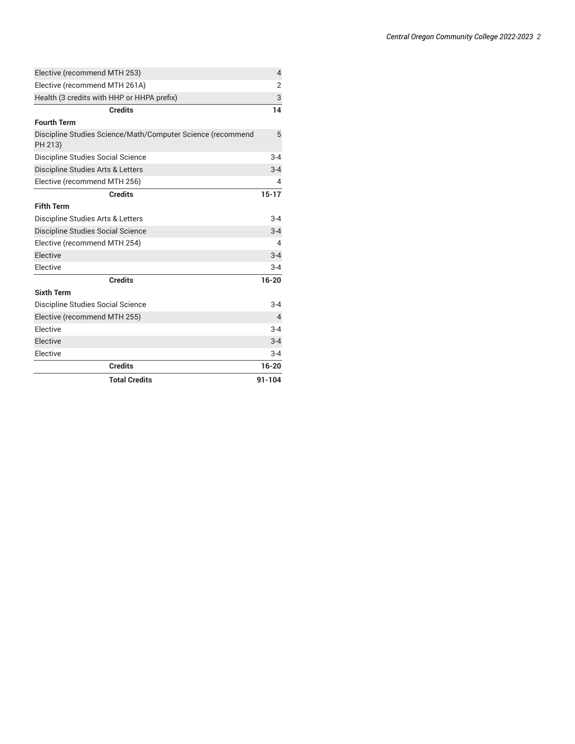| | |
|---|---|
| Elective (recommend MTH 253) | 4 |
| Elective (recommend MTH 261A) | 2 |
| Health (3 credits with HHP or HHPA prefix) | 3 |
| **Credits** | **14** |
| **Fourth Term** | |
| Discipline Studies Science/Math/Computer Science (recommend PH 213) | 5 |
| Discipline Studies Social Science | 3-4 |
| Discipline Studies Arts & Letters | 3-4 |
| Elective (recommend MTH 256) | 4 |
| **Credits** | **15-17** |
| **Fifth Term** | |
| Discipline Studies Arts & Letters | 3-4 |
| Discipline Studies Social Science | 3-4 |
| Elective (recommend MTH 254) | 4 |
| Elective | 3-4 |
| Elective | 3-4 |
| **Credits** | **16-20** |
| **Sixth Term** | |
| Discipline Studies Social Science | 3-4 |
| Elective (recommend MTH 255) | 4 |
| Elective | 3-4 |
| Elective | 3-4 |
| Elective | 3-4 |
| **Credits** | **16-20** |
| **Total Credits** | **91-104** |